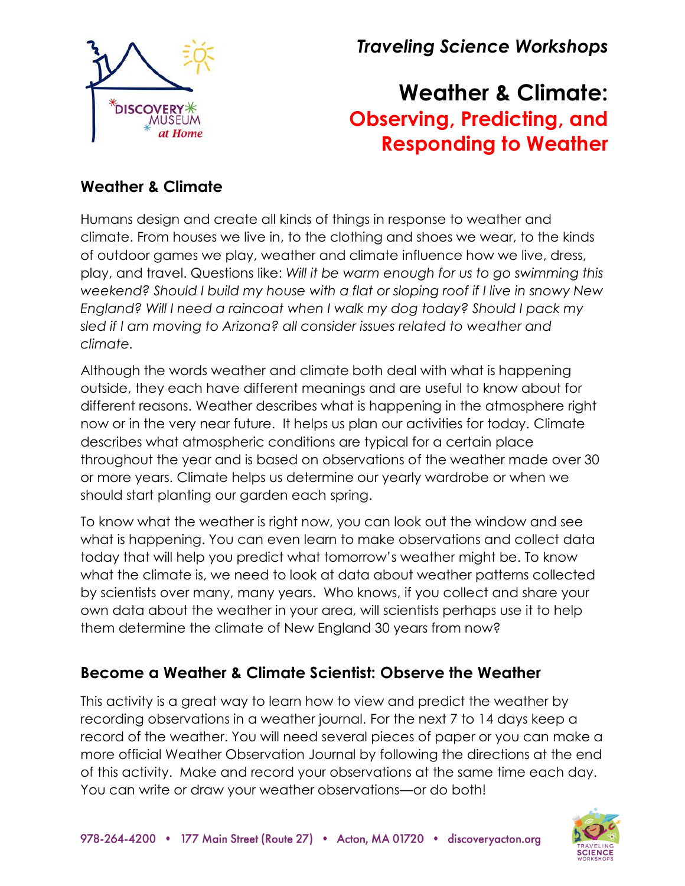*Traveling Science Workshops*

# Weather & Climate: Observing, Predicting, and Responding to Weather

## Weather & Climate

Humans design and create all kinds of things in response to weather and climate. From houses we live in, to the clothing and shoes we wear, to the kinds of outdoor games we play, weather and climate influence how we live, dress, play, and travel. Questions like: *Will it be warm enough for us to go swimming this weekend? Should I build my house with a flat or sloping roof if I live in snowy New England? Will I need a raincoat when I walk my dog today? Should I pack my sled if I am moving to Arizona? all consider issues related to weather and climate.*

Although the words weather and climate both deal with what is happening outside, they each have different meanings and are useful to know about for different reasons. Weather describes what is happening in the atmosphere right now or in the very near future. It helps us plan our activities for today. Climate describes what atmospheric conditions are typical for a certain place throughout the year and is based on observations of the weather made over 30 or more years. Climate helps us determine our yearly wardrobe or when we should start planting our garden each spring.

To know what the weather is right now, you can look out the window and see what is happening. You can even learn to make observations and collect data today that will help you predict what tomorrow's weather might be. To know what the climate is, we need to look at data about weather patterns collected by scientists over many, many years. Who knows, if you collect and share your own data about the weather in your area, will scientists perhaps use it to help them determine the climate of New England 30 years from now?

## Become a Weather & Climate Scientist: Observe the Weather

This activity is a great way to learn how to view and predict the weather by recording observations in a weather journal. For the next 7 to 14 days keep a record of the weather. You will need several pieces of paper or you can make a more official Weather Observation Journal by following the directions at the end of this activity. Make and record your observations at the same time each day. You can write or draw your weather observations—or do both!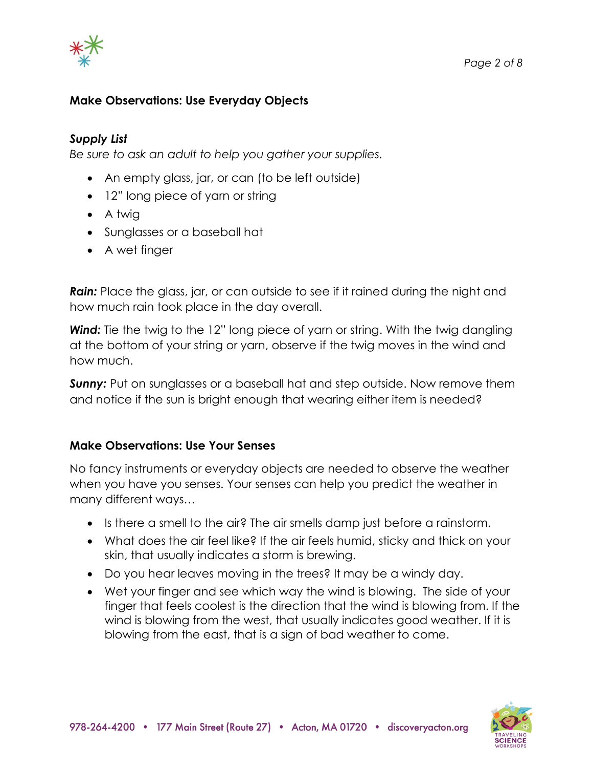### Make Observations: Use Everyday Objects

***Supply List***

*Be sure to ask an adult to help you gather your supplies.*

- An empty glass, jar, or can (to be left outside)
- 12" long piece of yarn or string
- A twig
- Sunglasses or a baseball hat
- A wet finger

***Rain:*** Place the glass, jar, or can outside to see if it rained during the night and how much rain took place in the day overall.

***Wind:*** Tie the twig to the 12" long piece of yarn or string. With the twig dangling at the bottom of your string or yarn, observe if the twig moves in the wind and how much.

***Sunny:*** Put on sunglasses or a baseball hat and step outside. Now remove them and notice if the sun is bright enough that wearing either item is needed?

### Make Observations: Use Your Senses

No fancy instruments or everyday objects are needed to observe the weather when you have you senses. Your senses can help you predict the weather in many different ways…

- Is there a smell to the air? The air smells damp just before a rainstorm.
- What does the air feel like? If the air feels humid, sticky and thick on your skin, that usually indicates a storm is brewing.
- Do you hear leaves moving in the trees? It may be a windy day.
- Wet your finger and see which way the wind is blowing. The side of your finger that feels coolest is the direction that the wind is blowing from. If the wind is blowing from the west, that usually indicates good weather. If it is blowing from the east, that is a sign of bad weather to come.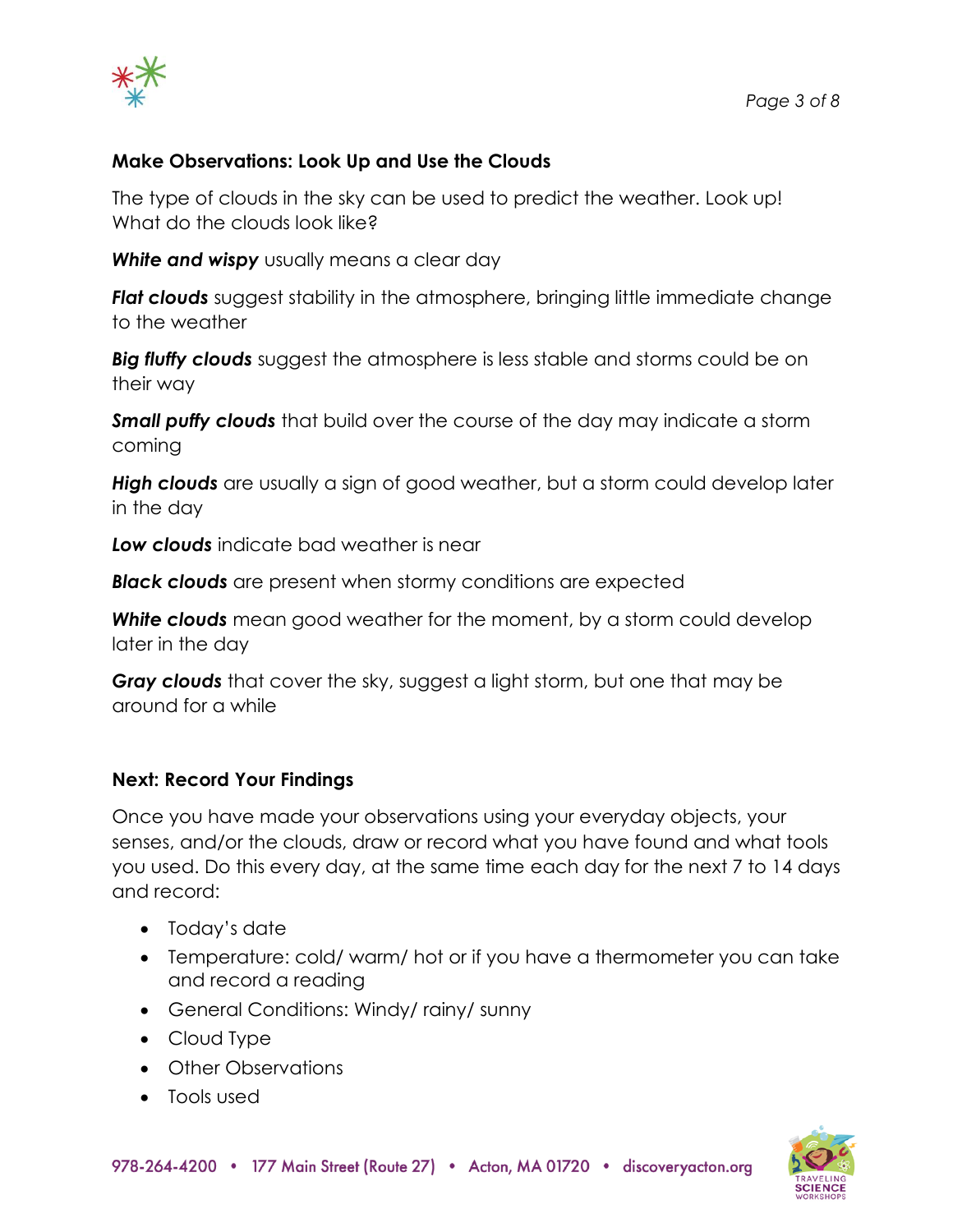## Make Observations: Look Up and Use the Clouds

The type of clouds in the sky can be used to predict the weather. Look up! What do the clouds look like?

***White and wispy*** usually means a clear day

***Flat clouds*** suggest stability in the atmosphere, bringing little immediate change to the weather

***Big fluffy clouds*** suggest the atmosphere is less stable and storms could be on their way

***Small puffy clouds*** that build over the course of the day may indicate a storm coming

***High clouds*** are usually a sign of good weather, but a storm could develop later in the day

***Low clouds*** indicate bad weather is near

***Black clouds*** are present when stormy conditions are expected

***White clouds*** mean good weather for the moment, by a storm could develop later in the day

***Gray clouds*** that cover the sky, suggest a light storm, but one that may be around for a while

## Next: Record Your Findings

Once you have made your observations using your everyday objects, your senses, and/or the clouds, draw or record what you have found and what tools you used. Do this every day, at the same time each day for the next 7 to 14 days and record:

- Today's date
- Temperature: cold/ warm/ hot or if you have a thermometer you can take and record a reading
- General Conditions: Windy/ rainy/ sunny
- Cloud Type
- Other Observations
- Tools used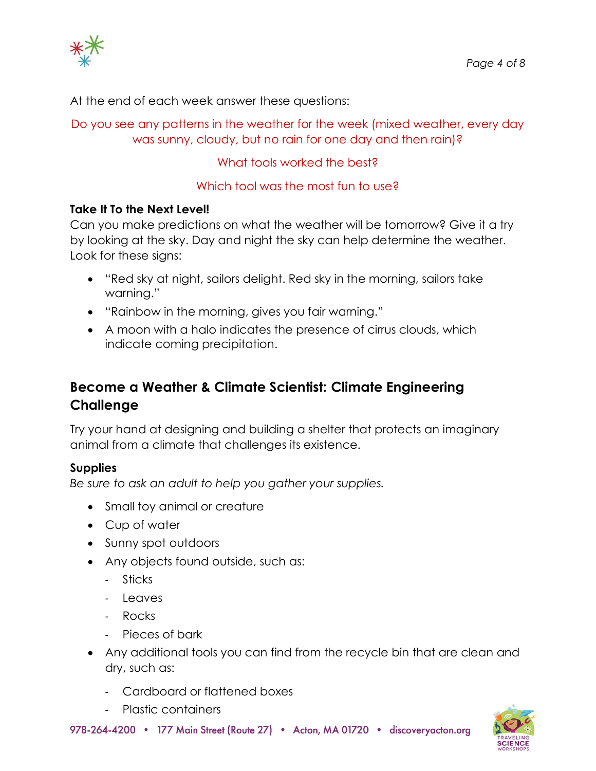At the end of each week answer these questions:

Do you see any patterns in the weather for the week (mixed weather, every day was sunny, cloudy, but no rain for one day and then rain)?

What tools worked the best?

Which tool was the most fun to use?

**Take It To the Next Level!**
Can you make predictions on what the weather will be tomorrow? Give it a try by looking at the sky. Day and night the sky can help determine the weather. Look for these signs:

- "Red sky at night, sailors delight. Red sky in the morning, sailors take warning."
- "Rainbow in the morning, gives you fair warning."
- A moon with a halo indicates the presence of cirrus clouds, which indicate coming precipitation.

## Become a Weather & Climate Scientist: Climate Engineering Challenge

Try your hand at designing and building a shelter that protects an imaginary animal from a climate that challenges its existence.

**Supplies**
*Be sure to ask an adult to help you gather your supplies.*

- Small toy animal or creature
- Cup of water
- Sunny spot outdoors
- Any objects found outside, such as:
  - Sticks
  - Leaves
  - Rocks
  - Pieces of bark
- Any additional tools you can find from the recycle bin that are clean and dry, such as:
  - Cardboard or flattened boxes
  - Plastic containers

978-264-4200 • 177 Main Street (Route 27) • Acton, MA 01720 • discoveryacton.org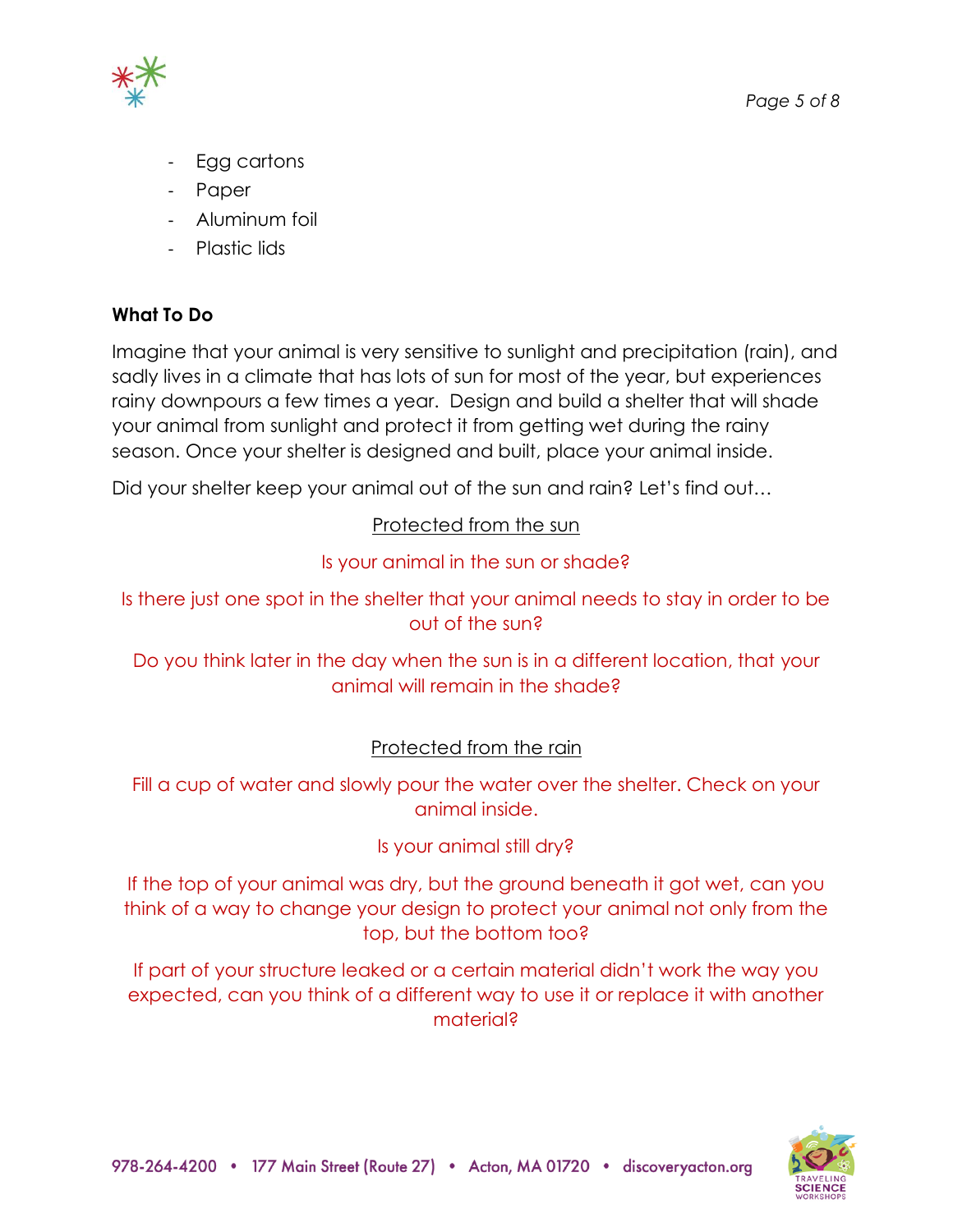- Egg cartons
- Paper
- Aluminum foil
- Plastic lids

**What To Do**

Imagine that your animal is very sensitive to sunlight and precipitation (rain), and sadly lives in a climate that has lots of sun for most of the year, but experiences rainy downpours a few times a year. Design and build a shelter that will shade your animal from sunlight and protect it from getting wet during the rainy season. Once your shelter is designed and built, place your animal inside.

Did your shelter keep your animal out of the sun and rain? Let's find out…

<u>Protected from the sun</u>

Is your animal in the sun or shade?

Is there just one spot in the shelter that your animal needs to stay in order to be out of the sun?

Do you think later in the day when the sun is in a different location, that your animal will remain in the shade?

<u>Protected from the rain</u>

Fill a cup of water and slowly pour the water over the shelter. Check on your animal inside.

Is your animal still dry?

If the top of your animal was dry, but the ground beneath it got wet, can you think of a way to change your design to protect your animal not only from the top, but the bottom too?

If part of your structure leaked or a certain material didn't work the way you expected, can you think of a different way to use it or replace it with another material?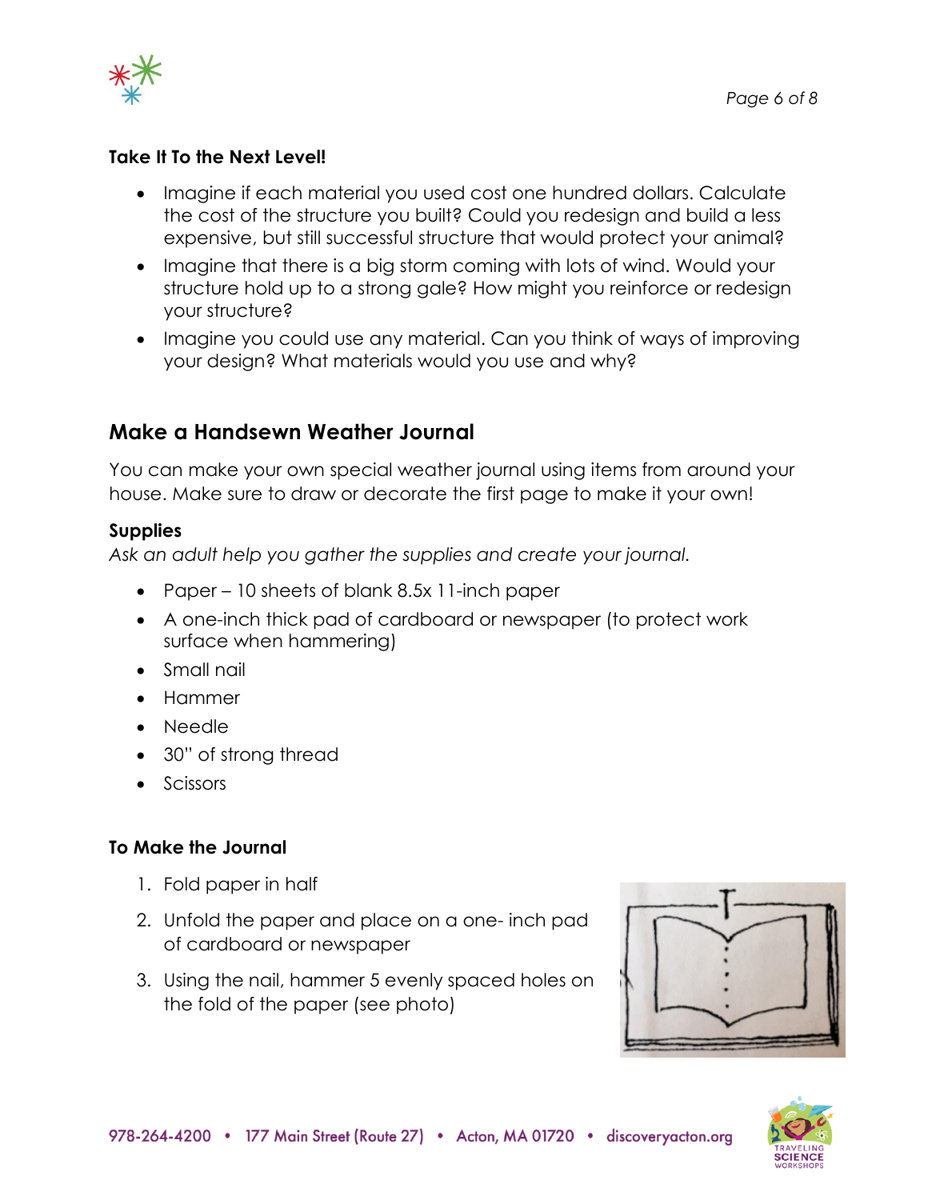**Take It To the Next Level!**

- Imagine if each material you used cost one hundred dollars. Calculate the cost of the structure you built? Could you redesign and build a less expensive, but still successful structure that would protect your animal?
- Imagine that there is a big storm coming with lots of wind. Would your structure hold up to a strong gale? How might you reinforce or redesign your structure?
- Imagine you could use any material. Can you think of ways of improving your design? What materials would you use and why?

## Make a Handsewn Weather Journal

You can make your own special weather journal using items from around your house. Make sure to draw or decorate the first page to make it your own!

### Supplies

*Ask an adult help you gather the supplies and create your journal.*

- Paper – 10 sheets of blank 8.5x 11-inch paper
- A one-inch thick pad of cardboard or newspaper (to protect work surface when hammering)
- Small nail
- Hammer
- Needle
- 30" of strong thread
- Scissors

### To Make the Journal

1. Fold paper in half
2. Unfold the paper and place on a one- inch pad of cardboard or newspaper
3. Using the nail, hammer 5 evenly spaced holes on the fold of the paper (see photo)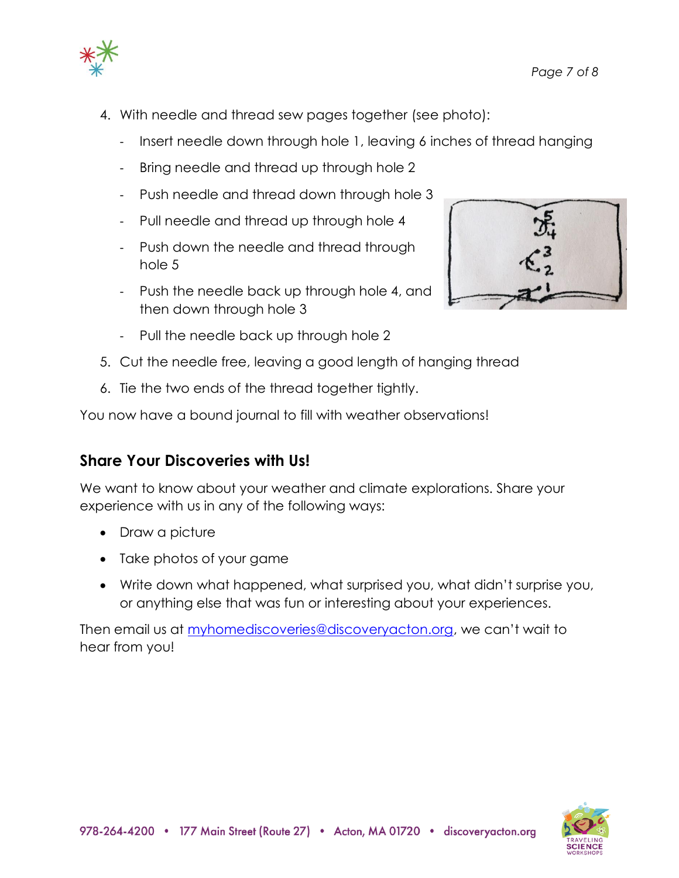4. With needle and thread sew pages together (see photo):
    - Insert needle down through hole 1, leaving 6 inches of thread hanging
    - Bring needle and thread up through hole 2
    - Push needle and thread down through hole 3
    - Pull needle and thread up through hole 4
    - Push down the needle and thread through hole 5
    - Push the needle back up through hole 4, and then down through hole 3
    - Pull the needle back up through hole 2
5. Cut the needle free, leaving a good length of hanging thread
6. Tie the two ends of the thread together tightly.

You now have a bound journal to fill with weather observations!

## Share Your Discoveries with Us!

We want to know about your weather and climate explorations. Share your experience with us in any of the following ways:

- Draw a picture
- Take photos of your game
- Write down what happened, what surprised you, what didn't surprise you, or anything else that was fun or interesting about your experiences.

Then email us at myhomediscoveries@discoveryacton.org, we can't wait to hear from you!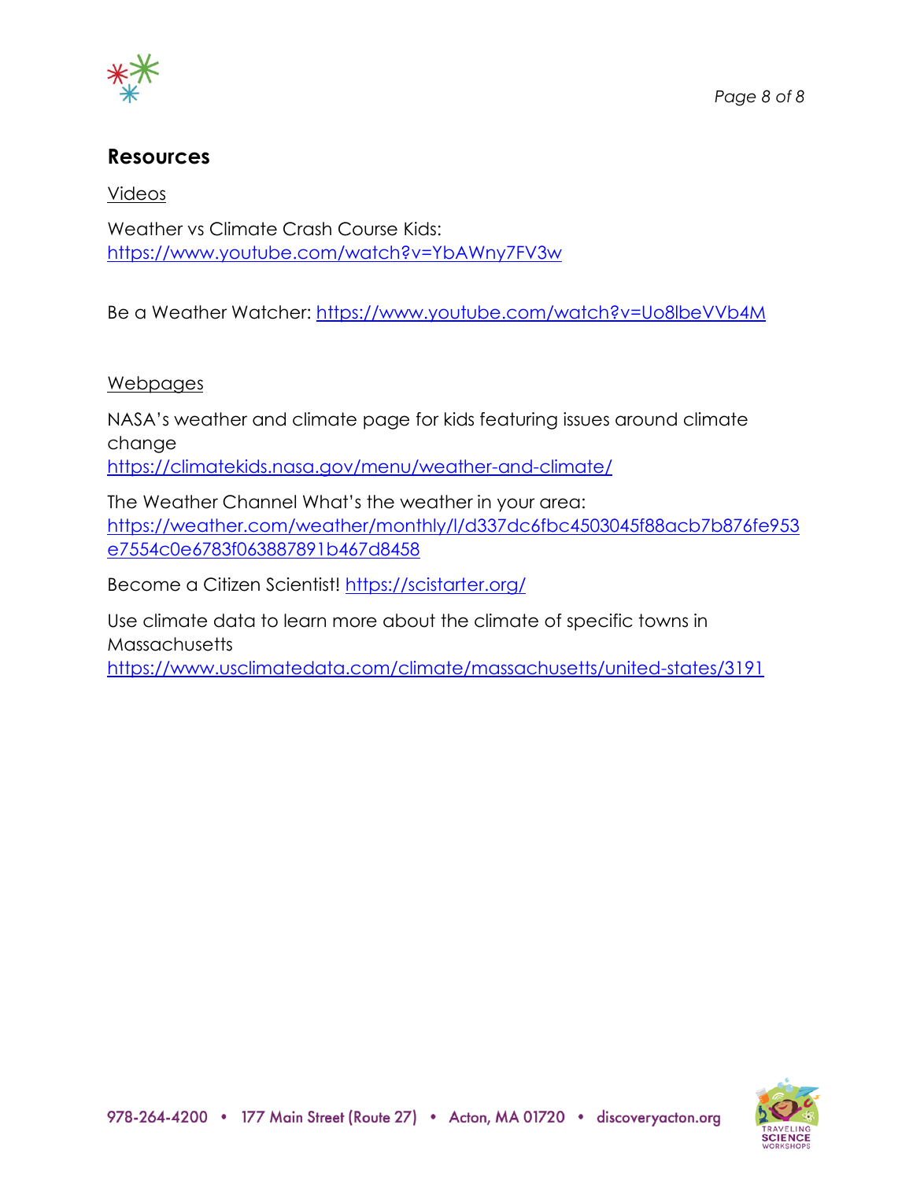## Resources

Videos

Weather vs Climate Crash Course Kids:
https://www.youtube.com/watch?v=YbAWny7FV3w

Be a Weather Watcher: https://www.youtube.com/watch?v=Uo8lbeVVb4M

Webpages

NASA's weather and climate page for kids featuring issues around climate change
https://climatekids.nasa.gov/menu/weather-and-climate/

The Weather Channel What's the weather in your area:
https://weather.com/weather/monthly/l/d337dc6fbc4503045f88acb7b876fe953e7554c0e6783f063887891b467d8458

Become a Citizen Scientist! https://scistarter.org/

Use climate data to learn more about the climate of specific towns in Massachusetts
https://www.usclimatedata.com/climate/massachusetts/united-states/3191

978-264-4200 • 177 Main Street (Route 27) • Acton, MA 01720 • discoveryacton.org